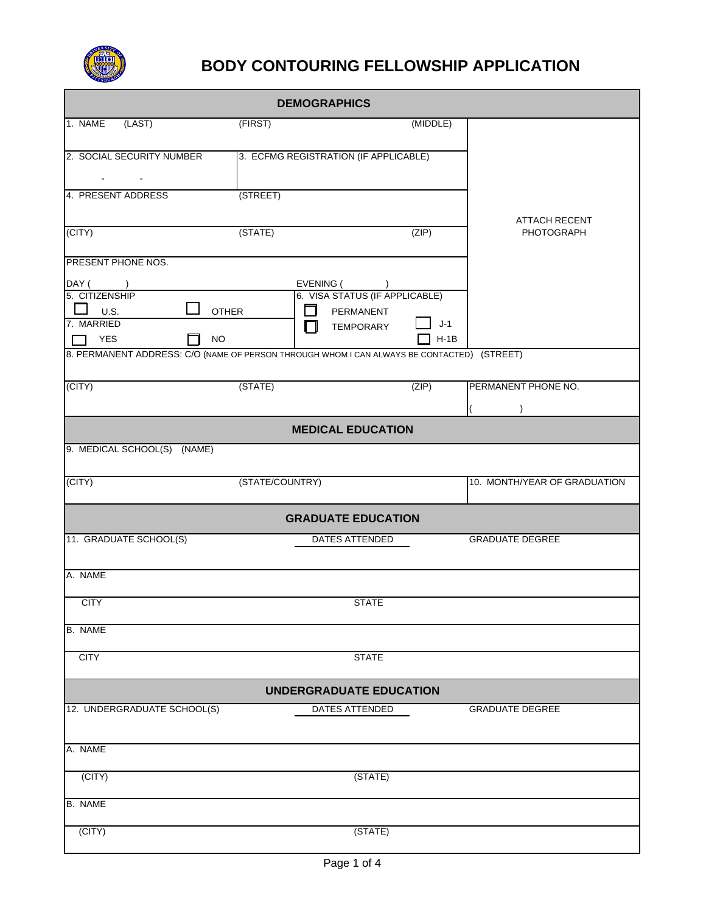# BODY CONTOURING FELLOWSHIP APPLICATION

## DEMOGRAPHICS

| | | | |
|---|---|---|---|
| 1. NAME (LAST) | (FIRST) | (MIDDLE) | ATTACH RECENT PHOTOGRAPH |
| 2. SOCIAL SECURITY NUMBER<br>- - | 3. ECFMG REGISTRATION (IF APPLICABLE) | | |
| 4. PRESENT ADDRESS | (STREET) | | |
| (CITY) | (STATE) | (ZIP) | |
| PRESENT PHONE NOS.<br>DAY ( ) | | EVENING ( ) | |
| 5. CITIZENSHIP<br>☐ U.S. ☐ OTHER | 6. VISA STATUS (IF APPLICABLE)<br>☐ PERMANENT<br>☐ TEMPORARY ☐ J-1 ☐ H-1B | | |
| 7. MARRIED<br>☐ YES ☐ NO | | | |
| 8. PERMANENT ADDRESS: C/O (NAME OF PERSON THROUGH WHOM I CAN ALWAYS BE CONTACTED) (STREET) | | | |
| (CITY) | (STATE) | (ZIP) | PERMANENT PHONE NO.<br>( ) |

## MEDICAL EDUCATION

| | | |
|---|---|---|
| 9. MEDICAL SCHOOL(S) (NAME) | | |
| (CITY) | (STATE/COUNTRY) | 10. MONTH/YEAR OF GRADUATION |

## GRADUATE EDUCATION

| | | |
|---|---|---|
| 11. GRADUATE SCHOOL(S) | DATES ATTENDED | GRADUATE DEGREE |
| A. NAME | | |
| CITY | STATE | |
| B. NAME | | |
| CITY | STATE | |

## UNDERGRADUATE EDUCATION

| | | |
|---|---|---|
| 12. UNDERGRADUATE SCHOOL(S) | DATES ATTENDED | GRADUATE DEGREE |
| A. NAME | | |
| (CITY) | (STATE) | |
| B. NAME | | |
| (CITY) | (STATE) | |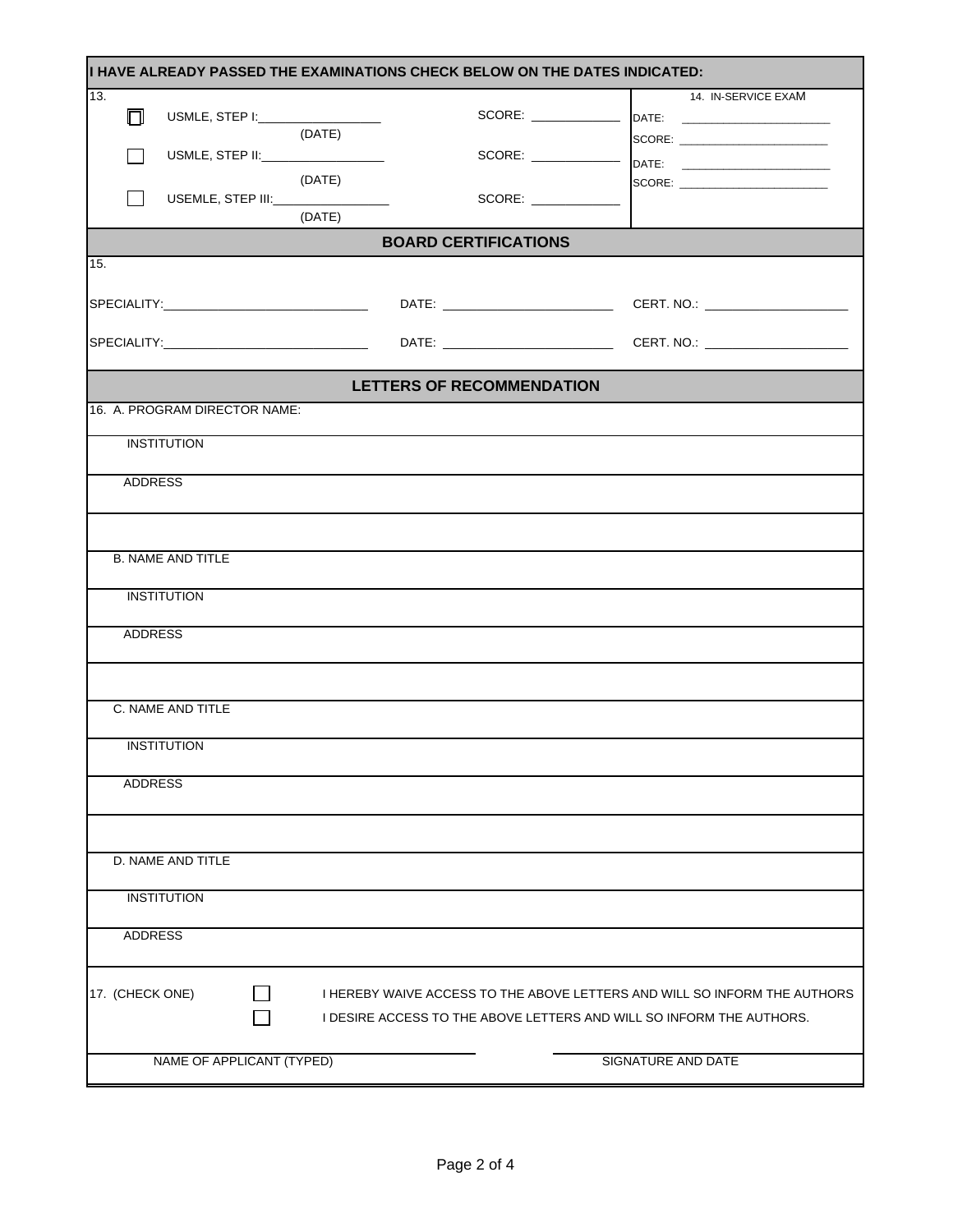**I HAVE ALREADY PASSED THE EXAMINATIONS CHECK BELOW ON THE DATES INDICATED:**

13.

☐ USMLE, STEP I:__________________ SCORE: ____________
(DATE)

☐ USMLE, STEP II:__________________ SCORE: ____________
(DATE)

☐ USEMLE, STEP III:_________________ SCORE: ____________
(DATE)

14. IN-SERVICE EXAM

DATE: ______________________
SCORE: ______________________
DATE: ______________________
SCORE: ______________________

## BOARD CERTIFICATIONS

15.

SPECIALITY:____________________________ DATE: ________________________ CERT. NO.: ____________________

SPECIALITY:____________________________ DATE: ________________________ CERT. NO.: ____________________

## LETTERS OF RECOMMENDATION

16. A. PROGRAM DIRECTOR NAME:

INSTITUTION

ADDRESS

B. NAME AND TITLE

INSTITUTION

ADDRESS

C. NAME AND TITLE

INSTITUTION

ADDRESS

D. NAME AND TITLE

INSTITUTION

ADDRESS

17. (CHECK ONE)

☐ I HEREBY WAIVE ACCESS TO THE ABOVE LETTERS AND WILL SO INFORM THE AUTHORS

☐ I DESIRE ACCESS TO THE ABOVE LETTERS AND WILL SO INFORM THE AUTHORS.

______________________________ ______________________________
NAME OF APPLICANT (TYPED) SIGNATURE AND DATE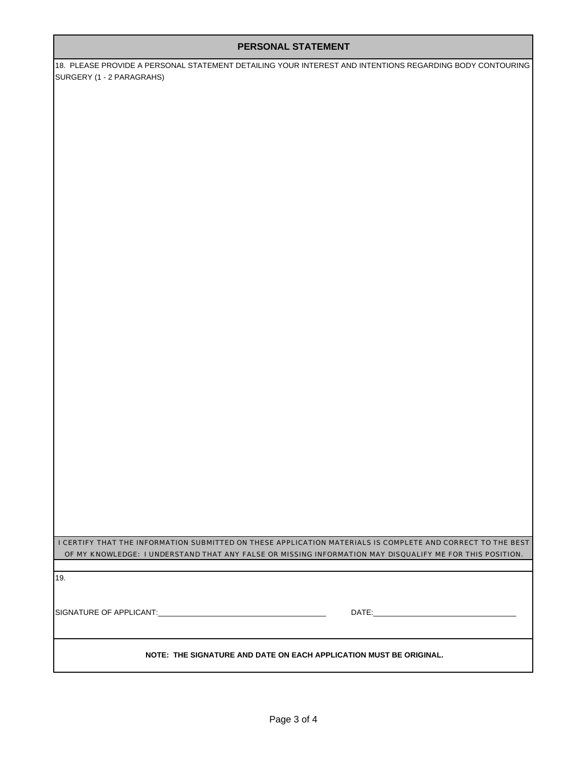## PERSONAL STATEMENT

18. PLEASE PROVIDE A PERSONAL STATEMENT DETAILING YOUR INTEREST AND INTENTIONS REGARDING BODY CONTOURING SURGERY (1 - 2 PARAGRAHS)

I CERTIFY THAT THE INFORMATION SUBMITTED ON THESE APPLICATION MATERIALS IS COMPLETE AND CORRECT TO THE BEST OF MY KNOWLEDGE: I UNDERSTAND THAT ANY FALSE OR MISSING INFORMATION MAY DISQUALIFY ME FOR THIS POSITION.

19.

SIGNATURE OF APPLICANT:______________________________ DATE:______________________________

**NOTE: THE SIGNATURE AND DATE ON EACH APPLICATION MUST BE ORIGINAL.**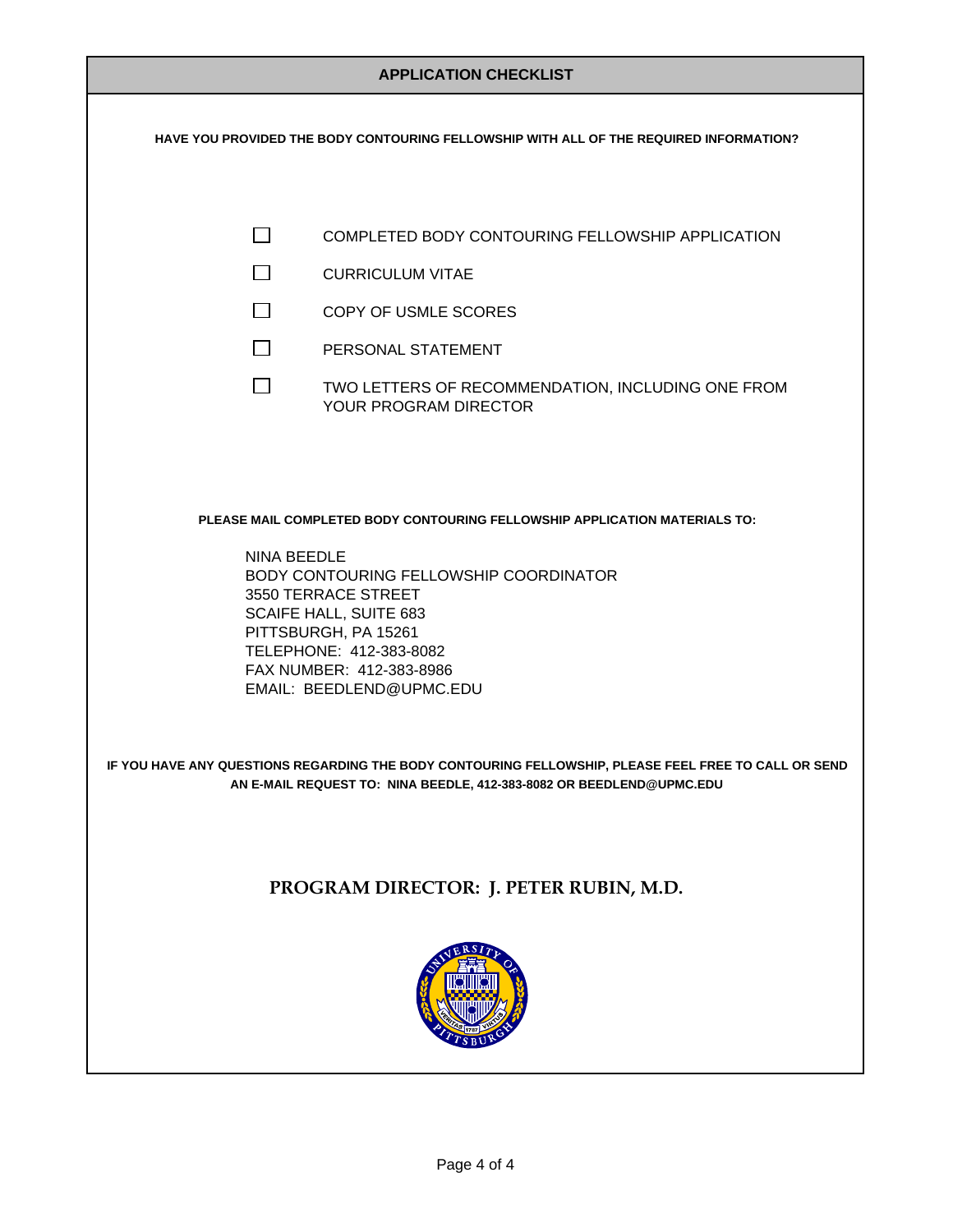## APPLICATION CHECKLIST

**HAVE YOU PROVIDED THE BODY CONTOURING FELLOWSHIP WITH ALL OF THE REQUIRED INFORMATION?**

- ☐ COMPLETED BODY CONTOURING FELLOWSHIP APPLICATION
- ☐ CURRICULUM VITAE
- ☐ COPY OF USMLE SCORES
- ☐ PERSONAL STATEMENT
- ☐ TWO LETTERS OF RECOMMENDATION, INCLUDING ONE FROM YOUR PROGRAM DIRECTOR

**PLEASE MAIL COMPLETED BODY CONTOURING FELLOWSHIP APPLICATION MATERIALS TO:**

NINA BEEDLE
BODY CONTOURING FELLOWSHIP COORDINATOR
3550 TERRACE STREET
SCAIFE HALL, SUITE 683
PITTSBURGH, PA 15261
TELEPHONE: 412-383-8082
FAX NUMBER: 412-383-8986
EMAIL: BEEDLEND@UPMC.EDU

**IF YOU HAVE ANY QUESTIONS REGARDING THE BODY CONTOURING FELLOWSHIP, PLEASE FEEL FREE TO CALL OR SEND AN E-MAIL REQUEST TO: NINA BEEDLE, 412-383-8082 OR BEEDLEND@UPMC.EDU**

**PROGRAM DIRECTOR: J. PETER RUBIN, M.D.**